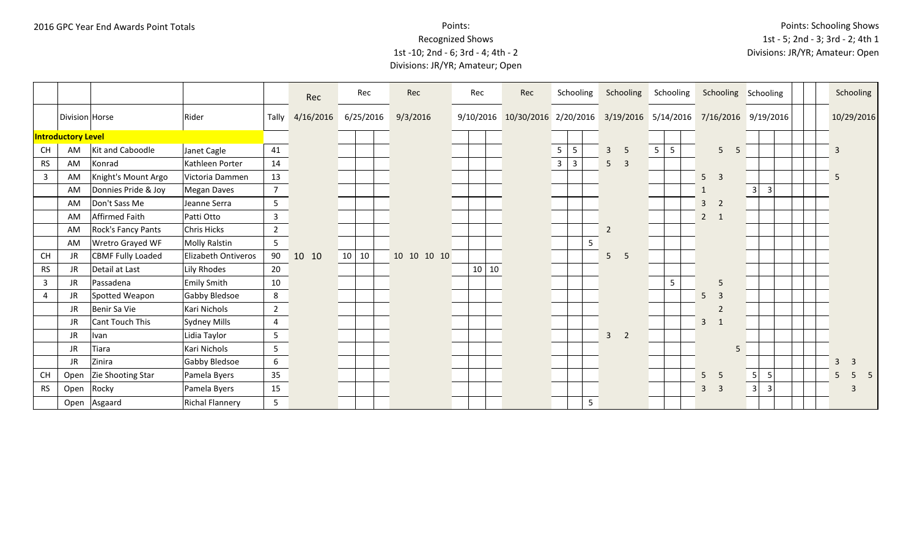2016 GPC Year End Awards Point Totals

Points:
Recognized Shows
1st -10; 2nd - 6; 3rd - 4; 4th - 2
Divisions: JR/YR; Amateur; Open

Points: Schooling Shows
1st - 5; 2nd - 3; 3rd - 2; 4th 1
Divisions: JR/YR; Amateur: Open

| | | | | | Rec | Rec | | | Rec | Rec | | | Rec | Schooling | | | Schooling | Schooling | | | Schooling | Schooling | | | Schooling |
|---|---|---|---|---|---|---|---|---|---|---|---|---|---|---|---|---|---|---|---|---|---|---|---|---|---|
| | Division | Horse | Rider | Tally | 4/16/2016 | 6/25/2016 | | | 9/3/2016 | 9/10/2016 | | | 10/30/2016 | 2/20/2016 | | | 3/19/2016 | 5/14/2016 | | | 7/16/2016 | 9/19/2016 | | | 10/29/2016 |
| **Introductory Level** | | | | | | | | | | | | | | | | | | | | | | | | | |
| CH | AM | Kit and Caboodle | Janet Cagle | 41 | | | | | | | | | | 5 | 5 | | 3 5 | 5 | 5 | | 5 5 | | | | 3 |
| RS | AM | Konrad | Kathleen Porter | 14 | | | | | | | | | | 3 | 3 | | 5 3 | | | | | | | | |
| 3 | AM | Knight's Mount Argo | Victoria Dammen | 13 | | | | | | | | | | | | | | | | | 5 3 | | | | 5 |
| | AM | Donnies Pride & Joy | Megan Daves | 7 | | | | | | | | | | | | | | | | | 1 | 3 | 3 | | |
| | AM | Don't Sass Me | Jeanne Serra | 5 | | | | | | | | | | | | | | | | | 3 2 | | | | |
| | AM | Affirmed Faith | Patti Otto | 3 | | | | | | | | | | | | | | | | | 2 1 | | | | |
| | AM | Rock's Fancy Pants | Chris Hicks | 2 | | | | | | | | | | | | | 2 | | | | | | | | |
| | AM | Wretro Grayed WF | Molly Ralstin | 5 | | | | | | | | | | | | 5 | | | | | | | | | |
| CH | JR | CBMF Fully Loaded | Elizabeth Ontiveros | 90 | 10 10 | 10 | 10 | | 10 10 10 10 | | | | | | | | 5 5 | | | | | | | | |
| RS | JR | Detail at Last | Lily Rhodes | 20 | | | | | | | 10 | 10 | | | | | | | | | | | | | |
| 3 | JR | Passadena | Emily Smith | 10 | | | | | | | | | | | | | | | 5 | | 5 | | | | |
| 4 | JR | Spotted Weapon | Gabby Bledsoe | 8 | | | | | | | | | | | | | | | | | 5 3 | | | | |
| | JR | Benir Sa Vie | Kari Nichols | 2 | | | | | | | | | | | | | | | | | 2 | | | | |
| | JR | Cant Touch This | Sydney Mills | 4 | | | | | | | | | | | | | | | | | 3 1 | | | | |
| | JR | Ivan | Lidia Taylor | 5 | | | | | | | | | | | | | 3 2 | | | | | | | | |
| | JR | Tiara | Kari Nichols | 5 | | | | | | | | | | | | | | | | | 5 | | | | |
| | JR | Zinira | Gabby Bledsoe | 6 | | | | | | | | | | | | | | | | | | | | | 3 3 |
| CH | Open | Zie Shooting Star | Pamela Byers | 35 | | | | | | | | | | | | | | | | | 5 5 | 5 | 5 | | 5 5 5 |
| RS | Open | Rocky | Pamela Byers | 15 | | | | | | | | | | | | | | | | | 3 3 | 3 | 3 | | 3 |
| | Open | Asgaard | Richal Flannery | 5 | | | | | | | | | | | | 5 | | | | | | | | | |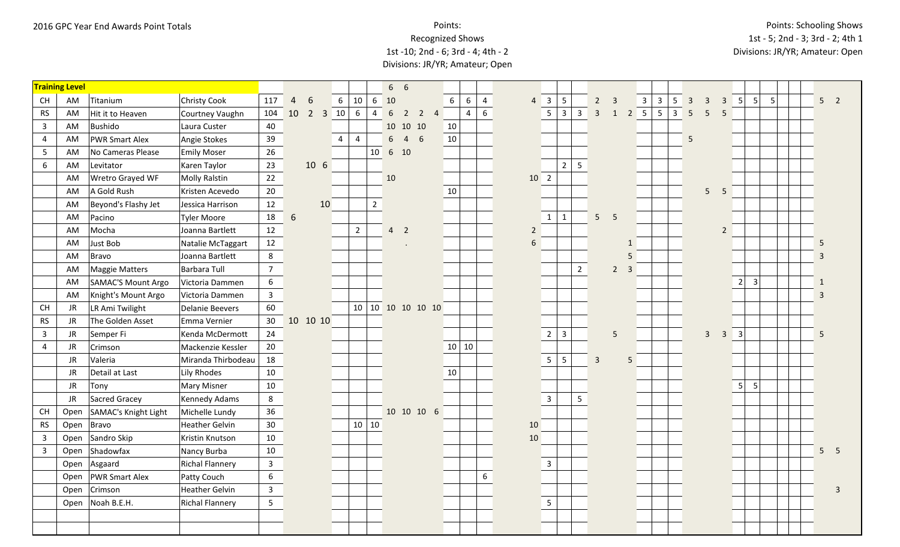2016 GPC Year End Awards Point Totals

Points:
Recognized Shows
1st -10; 2nd - 6; 3rd - 4; 4th - 2
Divisions: JR/YR; Amateur; Open

Points: Schooling Shows
1st - 5; 2nd - 3; 3rd - 2; 4th 1
Divisions: JR/YR; Amateur: Open

| **Training Level** | | | | | | | | | | | 6 | 6 | | | | | | | | | | | | | | | | | | | | | | | | | |
|---|---|---|---|---|---|---|---|---|---|---|---|---|---|---|---|---|---|---|---|---|---|---|---|---|---|---|---|---|---|---|---|---|---|---|---|---|---|
| CH | AM | Titanium | Christy Cook | 117 | 4 | 6 | | 6 | 10 | 6 | 10 | | | | 6 | 6 | 4 | 4 | 3 | 5 | | 2 | 3 | | 3 | 3 | 5 | 3 | 3 | 3 | 5 | 5 | 5 | | | 5 | 2 |
| RS | AM | Hit it to Heaven | Courtney Vaughn | 104 | 10 | 2 | 3 | 10 | 6 | 4 | 6 | 2 | 2 | 4 | | 4 | 6 | | 5 | 3 | 3 | 3 | 1 | 2 | 5 | 5 | 3 | 5 | 5 | 5 | | | | | | | |
| 3 | AM | Bushido | Laura Custer | 40 | | | | | | | 10 | 10 | 10 | | 10 | | | | | | | | | | | | | | | | | | | | | | |
| 4 | AM | PWR Smart Alex | Angie Stokes | 39 | | | | 4 | 4 | | 6 | 4 | 6 | | 10 | | | | | | | | | | | | | 5 | | | | | | | | | |
| 5 | AM | No Cameras Please | Emily Moser | 26 | | | | | | 10 | 6 | 10 | | | | | | | | | | | | | | | | | | | | | | | | | |
| 6 | AM | Levitator | Karen Taylor | 23 | | 10 | 6 | | | | | | | | | | | | | 2 | 5 | | | | | | | | | | | | | | | | |
| | AM | Wretro Grayed WF | Molly Ralstin | 22 | | | | | | | 10 | | | | | | | 10 | 2 | | | | | | | | | | | | | | | | | | |
| | AM | A Gold Rush | Kristen Acevedo | 20 | | | | | | | | | | | 10 | | | | | | | | | | | | | | 5 | 5 | | | | | | | |
| | AM | Beyond's Flashy Jet | Jessica Harrison | 12 | | | 10 | | | 2 | | | | | | | | | | | | | | | | | | | | | | | | | | | |
| | AM | Pacino | Tyler Moore | 18 | 6 | | | | | | | | | | | | | | 1 | 1 | | 5 | 5 | | | | | | | | | | | | | | |
| | AM | Mocha | Joanna Bartlett | 12 | | | | | 2 | | 4 | 2 | | | | | | 2 | | | | | | | | | | | | 2 | | | | | | | |
| | AM | Just Bob | Natalie McTaggart | 12 | | | | | | | | . | | | | | | 6 | | | | | | 1 | | | | | | | | | | | | 5 | |
| | AM | Bravo | Joanna Bartlett | 8 | | | | | | | | | | | | | | | | | | | | 5 | | | | | | | | | | | | 3 | |
| | AM | Maggie Matters | Barbara Tull | 7 | | | | | | | | | | | | | | | | | 2 | | 2 | 3 | | | | | | | | | | | | | |
| | AM | SAMAC'S Mount Argo | Victoria Dammen | 6 | | | | | | | | | | | | | | | | | | | | | | | | | | | 2 | 3 | | | | 1 | |
| | AM | Knight's Mount Argo | Victoria Dammen | 3 | | | | | | | | | | | | | | | | | | | | | | | | | | | | | | | | 3 | |
| CH | JR | LR Ami Twilight | Delanie Beevers | 60 | | | | | 10 | 10 | 10 | 10 | 10 | 10 | | | | | | | | | | | | | | | | | | | | | | | |
| RS | JR | The Golden Asset | Emma Vernier | 30 | 10 | 10 | 10 | | | | | | | | | | | | | | | | | | | | | | | | | | | | | | |
| 3 | JR | Semper Fi | Kenda McDermott | 24 | | | | | | | | | | | | | | | 2 | 3 | | | 5 | | | | | | 3 | 3 | 3 | | | | | 5 | |
| 4 | JR | Crimson | Mackenzie Kessler | 20 | | | | | | | | | | | 10 | 10 | | | | | | | | | | | | | | | | | | | | | |
| | JR | Valeria | Miranda Thirbodeau | 18 | | | | | | | | | | | | | | | 5 | 5 | | 3 | | 5 | | | | | | | | | | | | | |
| | JR | Detail at Last | Lily Rhodes | 10 | | | | | | | | | | | 10 | | | | | | | | | | | | | | | | | | | | | | |
| | JR | Tony | Mary Misner | 10 | | | | | | | | | | | | | | | | | | | | | | | | | | | 5 | 5 | | | | | |
| | JR | Sacred Gracey | Kennedy Adams | 8 | | | | | | | | | | | | | | | 3 | | 5 | | | | | | | | | | | | | | | | |
| CH | Open | SAMAC's Knight Light | Michelle Lundy | 36 | | | | | | | 10 | 10 | 10 | 6 | | | | | | | | | | | | | | | | | | | | | | | |
| RS | Open | Bravo | Heather Gelvin | 30 | | | | | 10 | 10 | | | | | | | | 10 | | | | | | | | | | | | | | | | | | | |
| 3 | Open | Sandro Skip | Kristin Knutson | 10 | | | | | | | | | | | | | | 10 | | | | | | | | | | | | | | | | | | | |
| 3 | Open | Shadowfax | Nancy Burba | 10 | | | | | | | | | | | | | | | | | | | | | | | | | | | | | | | | 5 | 5 |
| | Open | Asgaard | Richal Flannery | 3 | | | | | | | | | | | | | | | 3 | | | | | | | | | | | | | | | | | | |
| | Open | PWR Smart Alex | Patty Couch | 6 | | | | | | | | | | | | | 6 | | | | | | | | | | | | | | | | | | | | |
| | Open | Crimson | Heather Gelvin | 3 | | | | | | | | | | | | | | | | | | | | | | | | | | | | | | | | | 3 |
| | Open | Noah B.E.H. | Richal Flannery | 5 | | | | | | | | | | | | | | | 5 | | | | | | | | | | | | | | | | | | |
| | | | | | | | | | | | | | | | | | | | | | | | | | | | | | | | | | | | | | |
| | | | | | | | | | | | | | | | | | | | | | | | | | | | | | | | | | | | | | |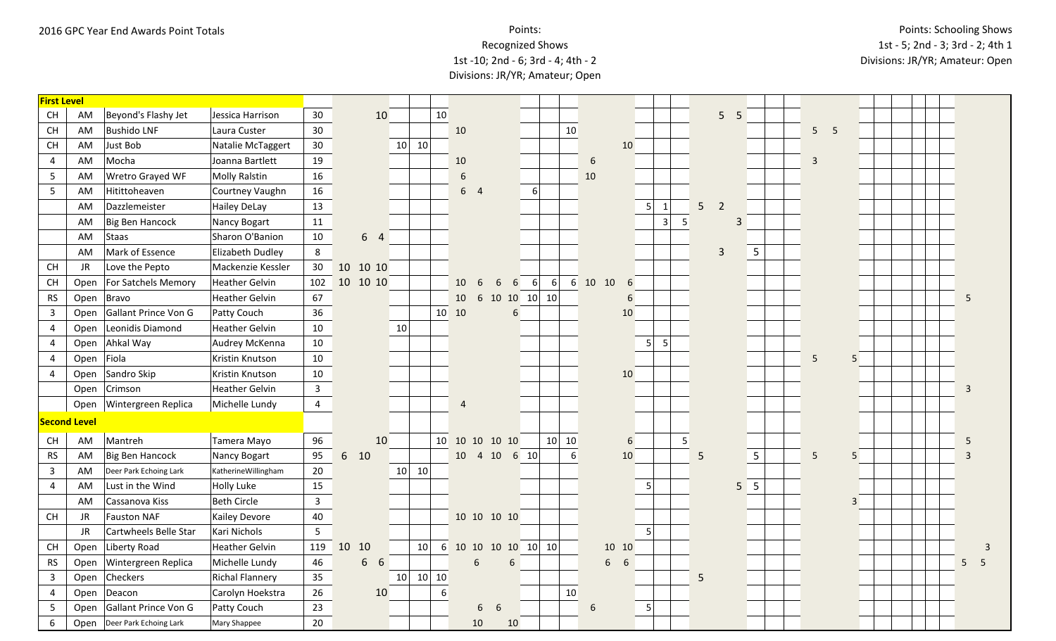2016 GPC Year End Awards Point Totals

Points:
Recognized Shows
1st -10; 2nd - 6; 3rd - 4; 4th - 2
Divisions: JR/YR; Amateur; Open

Points: Schooling Shows
1st - 5; 2nd - 3; 3rd - 2; 4th 1
Divisions: JR/YR; Amateur: Open

| | | | | | | | | | | | | | | | | | | | | | | | | | | | | | | | | | | | | | | | | | |
|---|---|---|---|---|---|---|---|---|---|---|---|---|---|---|---|---|---|---|---|---|---|---|---|---|---|---|---|---|---|---|---|---|---|---|---|---|---|---|---|---|---|
| **First Level** | | | | | | | | | | | | | | | | | | | | | | | | | | | | | | | | | | | | | | | | | |
| CH | AM | Beyond's Flashy Jet | Jessica Harrison | 30 | | | 10 | | | 10 | | | | | | | | | | | | | | | | 5 | 5 | | | | | | | | | | | | | | |
| CH | AM | Bushido LNF | Laura Custer | 30 | | | | | | | 10 | | | | | | 10 | | | | | | | | | | | | | 5 | 5 | | | | | | | | | | |
| CH | AM | Just Bob | Natalie McTaggert | 30 | | | | 10 | 10 | | | | | | | | | | | 10 | | | | | | | | | | | | | | | | | | | | | |
| 4 | AM | Mocha | Joanna Bartlett | 19 | | | | | | | 10 | | | | | | | 6 | | | | | | | | | | | | 3 | | | | | | | | | | | |
| 5 | AM | Wretro Grayed WF | Molly Ralstin | 16 | | | | | | | 6 | | | | | | | 10 | | | | | | | | | | | | | | | | | | | | | | | |
| 5 | AM | Hitittoheaven | Courtney Vaughn | 16 | | | | | | | 6 | 4 | | | 6 | | | | | | | | | | | | | | | | | | | | | | | | | | |
| | AM | Dazzlemeister | Hailey DeLay | 13 | | | | | | | | | | | | | | | | | 5 | 1 | | 5 | 2 | | | | | | | | | | | | | | | | |
| | AM | Big Ben Hancock | Nancy Bogart | 11 | | | | | | | | | | | | | | | | | | 3 | 5 | | | 3 | | | | | | | | | | | | | | | |
| | AM | Staas | Sharon O'Banion | 10 | | 6 | 4 | | | | | | | | | | | | | | | | | | | | | | | | | | | | | | | | | | |
| | AM | Mark of Essence | Elizabeth Dudley | 8 | | | | | | | | | | | | | | | | | | | | | 3 | | 5 | | | | | | | | | | | | | | |
| CH | JR | Love the Pepto | Mackenzie Kessler | 30 | 10 | 10 | 10 | | | | | | | | | | | | | | | | | | | | | | | | | | | | | | | | | | |
| CH | Open | For Satchels Memory | Heather Gelvin | 102 | 10 | 10 | 10 | | | | 10 | 6 | 6 | 6 | 6 | 6 | 6 | 10 | 10 | 6 | | | | | | | | | | | | | | | | | | | | | |
| RS | Open | Bravo | Heather Gelvin | 67 | | | | | | | 10 | 6 | 10 | 10 | 10 | 10 | | | | 6 | | | | | | | | | | | | | | | | | | | 5 | | |
| 3 | Open | Gallant Prince Von G | Patty Couch | 36 | | | | | | 10 | 10 | | | 6 | | | | | | 10 | | | | | | | | | | | | | | | | | | | | | |
| 4 | Open | Leonidis Diamond | Heather Gelvin | 10 | | | | 10 | | | | | | | | | | | | | | | | | | | | | | | | | | | | | | | | | |
| 4 | Open | Ahkal Way | Audrey McKenna | 10 | | | | | | | | | | | | | | | | | 5 | 5 | | | | | | | | | | | | | | | | | | | |
| 4 | Open | Fiola | Kristin Knutson | 10 | | | | | | | | | | | | | | | | | | | | | | | | | | 5 | | 5 | | | | | | | | | |
| 4 | Open | Sandro Skip | Kristin Knutson | 10 | | | | | | | | | | | | | | | | 10 | | | | | | | | | | | | | | | | | | | | | |
| | Open | Crimson | Heather Gelvin | 3 | | | | | | | | | | | | | | | | | | | | | | | | | | | | | | | | | | | 3 | | |
| | Open | Wintergreen Replica | Michelle Lundy | 4 | | | | | | | 4 | | | | | | | | | | | | | | | | | | | | | | | | | | | | | | |
| **Second Level** | | | | | | | | | | | | | | | | | | | | | | | | | | | | | | | | | | | | | | | | | |
| CH | AM | Mantreh | Tamera Mayo | 96 | | | 10 | | | 10 | 10 | 10 | 10 | 10 | | 10 | 10 | | | 6 | | | 5 | | | | | | | | | | | | | | | | 5 | | |
| RS | AM | Big Ben Hancock | Nancy Bogart | 95 | 6 | 10 | | | | | 10 | 4 | 10 | 6 | 10 | | 6 | | | 10 | | | | 5 | | | 5 | | | 5 | | 5 | | | | | | | 3 | | |
| 3 | AM | Deer Park Echoing Lark | KatherineWillingham | 20 | | | | 10 | 10 | | | | | | | | | | | | | | | | | | | | | | | | | | | | | | | | |
| 4 | AM | Lust in the Wind | Holly Luke | 15 | | | | | | | | | | | | | | | | | 5 | | | | | 5 | 5 | | | | | | | | | | | | | | |
| | AM | Cassanova Kiss | Beth Circle | 3 | | | | | | | | | | | | | | | | | | | | | | | | | | | | 3 | | | | | | | | | |
| CH | JR | Fauston NAF | Kailey Devore | 40 | | | | | | | 10 | 10 | 10 | 10 | | | | | | | | | | | | | | | | | | | | | | | | | | | |
| | JR | Cartwheels Belle Star | Kari Nichols | 5 | | | | | | | | | | | | | | | | | 5 | | | | | | | | | | | | | | | | | | | | |
| CH | Open | Liberty Road | Heather Gelvin | 119 | 10 | 10 | | | 10 | 6 | 10 | 10 | 10 | 10 | 10 | 10 | | | 10 | 10 | | | | | | | | | | | | | | | | | | | | | 3 |
| RS | Open | Wintergreen Replica | Michelle Lundy | 46 | | 6 | 6 | | | | | 6 | | 6 | | | | | 6 | 6 | | | | | | | | | | | | | | | | | | | 5 | 5 | |
| 3 | Open | Checkers | Richal Flannery | 35 | | | | 10 | 10 | 10 | | | | | | | | | | | | | | 5 | | | | | | | | | | | | | | | | | |
| 4 | Open | Deacon | Carolyn Hoekstra | 26 | | | 10 | | | 6 | | | | | | | 10 | | | | | | | | | | | | | | | | | | | | | | | | |
| 5 | Open | Gallant Prince Von G | Patty Couch | 23 | | | | | | | | 6 | 6 | | | | | 6 | | | 5 | | | | | | | | | | | | | | | | | | | | |
| 6 | Open | Deer Park Echoing Lark | Mary Shappee | 20 | | | | | | | | 10 | | 10 | | | | | | | | | | | | | | | | | | | | | | | | | | | |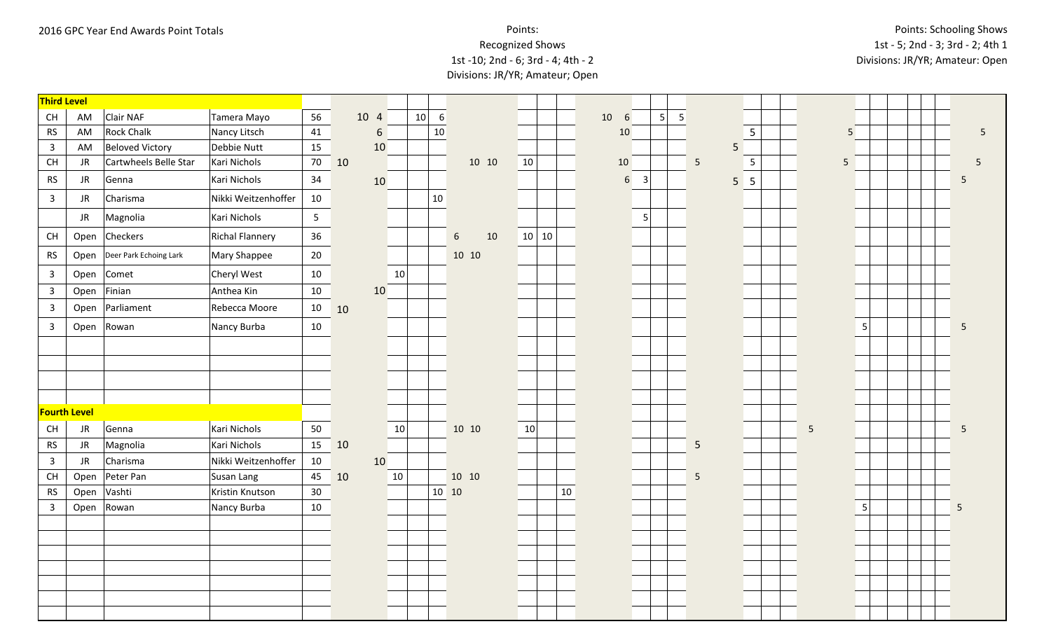2016 GPC Year End Awards Point Totals

Points:
Recognized Shows
1st -10; 2nd - 6; 3rd - 4; 4th - 2
Divisions: JR/YR; Amateur; Open

Points: Schooling Shows
1st - 5; 2nd - 3; 3rd - 2; 4th 1
Divisions: JR/YR; Amateur: Open

| | | | | | | | | | | | | | | | | | | | | | | | | | | | | | | | | | | | | |
|---|---|---|---|---|---|---|---|---|---|---|---|---|---|---|---|---|---|---|---|---|---|---|---|---|---|---|---|---|---|---|---|---|---|---|---|---|
| **Third Level** | | | | | | | | | | | | | | | | | | | | | | | | | | | | | | | | | | | | |
| CH | AM | Clair NAF | Tamera Mayo | 56 | | 10 | 4 | | 10 | 6 | | | | | | | 10 | 6 | | 5 | 5 | | | | | | | | | | | | | | | |
| RS | AM | Rock Chalk | Nancy Litsch | 41 | | | 6 | | | 10 | | | | | | | | 10 | | | | | | 5 | | | | 5 | | | | | | | | 5 |
| 3 | AM | Beloved Victory | Debbie Nutt | 15 | | | 10 | | | | | | | | | | | | | | | | 5 | | | | | | | | | | | | | |
| CH | JR | Cartwheels Belle Star | Kari Nichols | 70 | 10 | | | | | | | 10 | 10 | 10 | | | | 10 | | | | 5 | | 5 | | | | 5 | | | | | | | | 5 |
| RS | JR | Genna | Kari Nichols | 34 | | | 10 | | | | | | | | | | | 6 | 3 | | | | 5 | 5 | | | | | | | | | | | 5 | |
| 3 | JR | Charisma | Nikki Weitzenhoffer | 10 | | | | | | 10 | | | | | | | | | | | | | | | | | | | | | | | | | | |
| | JR | Magnolia | Kari Nichols | 5 | | | | | | | | | | | | | | | 5 | | | | | | | | | | | | | | | | | |
| CH | Open | Checkers | Richal Flannery | 36 | | | | | | | 6 | | 10 | 10 | 10 | | | | | | | | | | | | | | | | | | | | | |
| RS | Open | Deer Park Echoing Lark | Mary Shappee | 20 | | | | | | | 10 | 10 | | | | | | | | | | | | | | | | | | | | | | | | |
| 3 | Open | Comet | Cheryl West | 10 | | | | 10 | | | | | | | | | | | | | | | | | | | | | | | | | | | | |
| 3 | Open | Finian | Anthea Kin | 10 | | | 10 | | | | | | | | | | | | | | | | | | | | | | | | | | | | | |
| 3 | Open | Parliament | Rebecca Moore | 10 | 10 | | | | | | | | | | | | | | | | | | | | | | | | | | | | | | | |
| 3 | Open | Rowan | Nancy Burba | 10 | | | | | | | | | | | | | | | | | | | | | | | | | 5 | | | | | | 5 | |
| **Fourth Level** | | | | | | | | | | | | | | | | | | | | | | | | | | | | | | | | | | | | |
| CH | JR | Genna | Kari Nichols | 50 | | | | 10 | | | 10 | 10 | | 10 | | | | | | | | | | | | | 5 | | | | | | | | 5 | |
| RS | JR | Magnolia | Kari Nichols | 15 | 10 | | | | | | | | | | | | | | | | | 5 | | | | | | | | | | | | | | |
| 3 | JR | Charisma | Nikki Weitzenhoffer | 10 | | | 10 | | | | | | | | | | | | | | | | | | | | | | | | | | | | | |
| CH | Open | Peter Pan | Susan Lang | 45 | 10 | | | 10 | | | 10 | 10 | | | | | | | | | | 5 | | | | | | | | | | | | | | |
| RS | Open | Vashti | Kristin Knutson | 30 | | | | | | 10 | 10 | | | | | 10 | | | | | | | | | | | | | | | | | | | | |
| 3 | Open | Rowan | Nancy Burba | 10 | | | | | | | | | | | | | | | | | | | | | | | | | 5 | | | | | | 5 | |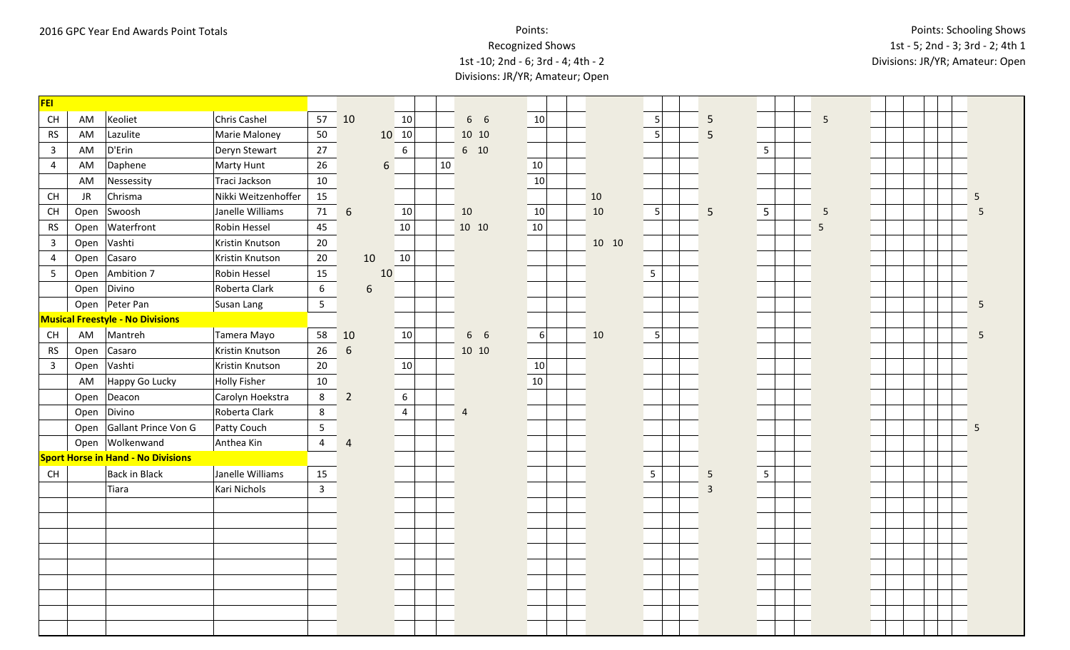2016 GPC Year End Awards Point Totals

Points:
Recognized Shows
1st -10; 2nd - 6; 3rd - 4; 4th - 2
Divisions: JR/YR; Amateur; Open

Points: Schooling Shows
1st - 5; 2nd - 3; 3rd - 2; 4th 1
Divisions: JR/YR; Amateur: Open

| | | | | | | | | | | | | | | | | | | | | | | | | | | | | | | |
|---|---|---|---|---|---|---|---|---|---|---|---|---|---|---|---|---|---|---|---|---|---|---|---|---|---|---|---|---|---|---|
| **FEI** | | | | | | | | | | | | | | | | | | | | | | | | | | | | | | |
| CH | AM | Keoliet | Chris Cashel | 57 | 10 | | | 10 | | | 6 | 6 | 10 | | | | | 5 | | 5 | | | 5 | | | | | | | |
| RS | AM | Lazulite | Marie Maloney | 50 | | | 10 | 10 | | | 10 | 10 | | | | | | 5 | | 5 | | | | | | | | | | |
| 3 | AM | D'Erin | Deryn Stewart | 27 | | | | 6 | | | 6 | 10 | | | | | | | | | 5 | | | | | | | | | |
| 4 | AM | Daphene | Marty Hunt | 26 | | | 6 | | | 10 | | | 10 | | | | | | | | | | | | | | | | | |
| | AM | Nessessity | Traci Jackson | 10 | | | | | | | | | 10 | | | | | | | | | | | | | | | | | |
| CH | JR | Chrisma | Nikki Weitzenhoffer | 15 | | | | | | | | | | | | 10 | | | | | | | | | | | | | | 5 |
| CH | Open | Swoosh | Janelle Williams | 71 | 6 | | | 10 | | | 10 | | 10 | | | 10 | | 5 | | 5 | 5 | | 5 | | | | | | | 5 |
| RS | Open | Waterfront | Robin Hessel | 45 | | | | 10 | | | 10 | 10 | 10 | | | | | | | | | | 5 | | | | | | | |
| 3 | Open | Vashti | Kristin Knutson | 20 | | | | | | | | | | | | 10 | 10 | | | | | | | | | | | | | |
| 4 | Open | Casaro | Kristin Knutson | 20 | | 10 | | 10 | | | | | | | | | | | | | | | | | | | | | | |
| 5 | Open | Ambition 7 | Robin Hessel | 15 | | | 10 | | | | | | | | | | | 5 | | | | | | | | | | | | |
| | Open | Divino | Roberta Clark | 6 | | 6 | | | | | | | | | | | | | | | | | | | | | | | | |
| | Open | Peter Pan | Susan Lang | 5 | | | | | | | | | | | | | | | | | | | | | | | | | | 5 |
| **Musical Freestyle - No Divisions** | | | | | | | | | | | | | | | | | | | | | | | | | | | | | | |
| CH | AM | Mantreh | Tamera Mayo | 58 | 10 | | | 10 | | | 6 | 6 | 6 | | | 10 | | 5 | | | | | | | | | | | | 5 |
| RS | Open | Casaro | Kristin Knutson | 26 | 6 | | | | | | 10 | 10 | | | | | | | | | | | | | | | | | | |
| 3 | Open | Vashti | Kristin Knutson | 20 | | | | 10 | | | | | 10 | | | | | | | | | | | | | | | | | |
| | AM | Happy Go Lucky | Holly Fisher | 10 | | | | | | | | | 10 | | | | | | | | | | | | | | | | | |
| | Open | Deacon | Carolyn Hoekstra | 8 | 2 | | | 6 | | | | | | | | | | | | | | | | | | | | | | |
| | Open | Divino | Roberta Clark | 8 | | | | 4 | | | 4 | | | | | | | | | | | | | | | | | | | |
| | Open | Gallant Prince Von G | Patty Couch | 5 | | | | | | | | | | | | | | | | | | | | | | | | | | 5 |
| | Open | Wolkenwand | Anthea Kin | 4 | 4 | | | | | | | | | | | | | | | | | | | | | | | | | |
| **Sport Horse in Hand - No Divisions** | | | | | | | | | | | | | | | | | | | | | | | | | | | | | | |
| CH | | Back in Black | Janelle Williams | 15 | | | | | | | | | | | | | | 5 | | 5 | 5 | | | | | | | | | |
| | | Tiara | Kari Nichols | 3 | | | | | | | | | | | | | | | | 3 | | | | | | | | | | |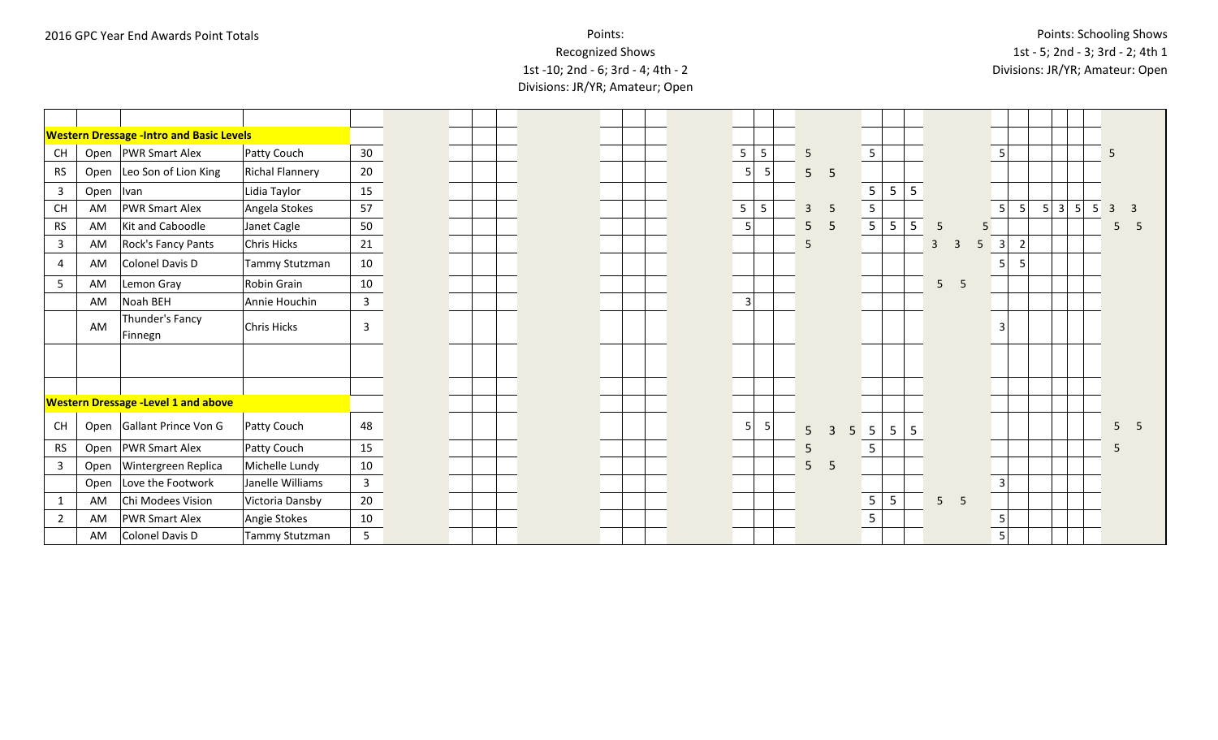2016 GPC Year End Awards Point Totals

Points:
Recognized Shows
1st -10; 2nd - 6; 3rd - 4; 4th - 2
Divisions: JR/YR; Amateur; Open

Points: Schooling Shows
1st - 5; 2nd - 3; 3rd - 2; 4th 1
Divisions: JR/YR; Amateur: Open

| | | | | | | | | | | | | | | | | | | | | | | | | | | | | |
|---|---|---|---|---|---|---|---|---|---|---|---|---|---|---|---|---|---|---|---|---|---|---|---|---|---|---|---|---|
| **Western Dressage -Intro and Basic Levels** | | | | | | | | | | | | | | | | | | | | | | | | | | | | |
| CH | Open | PWR Smart Alex | Patty Couch | 30 | | | | | | | | | | 5 | 5 | | 5 | 5 | | | | | 5 | | | | | 5 |
| RS | Open | Leo Son of Lion King | Richal Flannery | 20 | | | | | | | | | | 5 | 5 | | 5 5 | | | | | | | | | | | |
| 3 | Open | Ivan | Lidia Taylor | 15 | | | | | | | | | | | | | | 5 | 5 | 5 | | | | | | | | |
| CH | AM | PWR Smart Alex | Angela Stokes | 57 | | | | | | | | | | 5 | 5 | | 3 5 | 5 | | | | 5 | 5 | 5 | 3 | 5 | 5 | 3 3 |
| RS | AM | Kit and Caboodle | Janet Cagle | 50 | | | | | | | | | | 5 | | | 5 5 | 5 | 5 | 5 | 5 5 | | | | | | | 5 5 |
| 3 | AM | Rock's Fancy Pants | Chris Hicks | 21 | | | | | | | | | | | | | 5 | | | | 3 3 5 | 3 | 2 | | | | | |
| 4 | AM | Colonel Davis D | Tammy Stutzman | 10 | | | | | | | | | | | | | | | | | | 5 | 5 | | | | | |
| 5 | AM | Lemon Gray | Robin Grain | 10 | | | | | | | | | | | | | | | | | 5 5 | | | | | | | |
| | AM | Noah BEH | Annie Houchin | 3 | | | | | | | | | | 3 | | | | | | | | | | | | | | |
| | AM | Thunder's Fancy Finnegn | Chris Hicks | 3 | | | | | | | | | | | | | | | | | | 3 | | | | | | |
| | | | | | | | | | | | | | | | | | | | | | | | | | | | | |
| | | | | | | | | | | | | | | | | | | | | | | | | | | | | |
| **Western Dressage -Level 1 and above** | | | | | | | | | | | | | | | | | | | | | | | | | | | | |
| CH | Open | Gallant Prince Von G | Patty Couch | 48 | | | | | | | | | | 5 | 5 | | 5 3 5 | 5 | 5 | 5 | | | | | | | | 5 5 |
| RS | Open | PWR Smart Alex | Patty Couch | 15 | | | | | | | | | | | | | 5 | 5 | | | | | | | | | | 5 |
| 3 | Open | Wintergreen Replica | Michelle Lundy | 10 | | | | | | | | | | | | | 5 5 | | | | | | | | | | | |
| | Open | Love the Footwork | Janelle Williams | 3 | | | | | | | | | | | | | | | | | | 3 | | | | | | |
| 1 | AM | Chi Modees Vision | Victoria Dansby | 20 | | | | | | | | | | | | | | 5 | 5 | | 5 5 | | | | | | | |
| 2 | AM | PWR Smart Alex | Angie Stokes | 10 | | | | | | | | | | | | | | 5 | | | | 5 | | | | | | |
| | AM | Colonel Davis D | Tammy Stutzman | 5 | | | | | | | | | | | | | | | | | | 5 | | | | | | |